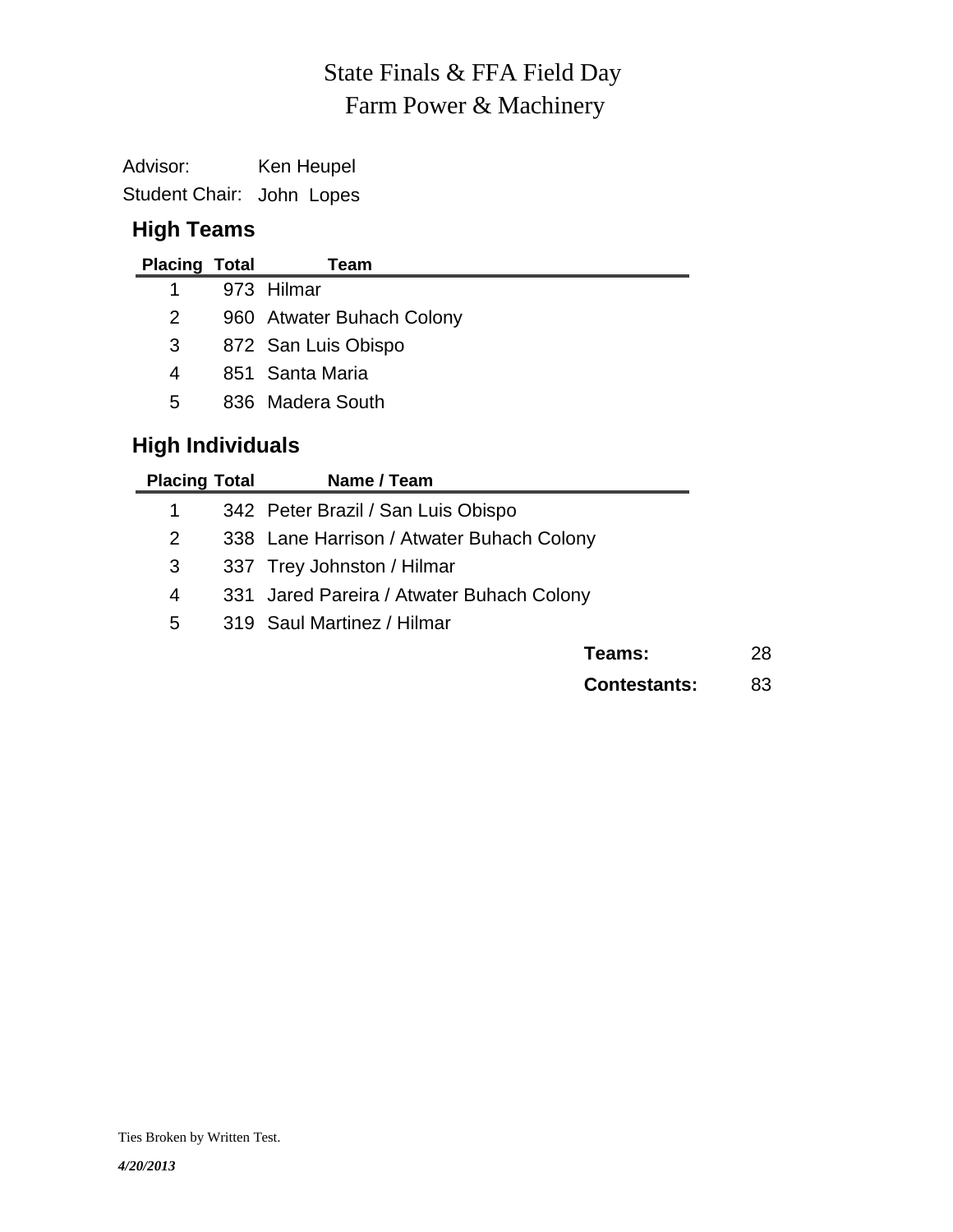# State Finals & FFA Field Day
## Farm Power & Machinery

Advisor: Ken Heupel

Student Chair: John Lopes

### High Teams

| Placing | Total | Team |
|---|---|---|
| 1 | 973 | Hilmar |
| 2 | 960 | Atwater Buhach Colony |
| 3 | 872 | San Luis Obispo |
| 4 | 851 | Santa Maria |
| 5 | 836 | Madera South |

### High Individuals

| Placing | Total | Name / Team |
|---|---|---|
| 1 | 342 | Peter Brazil / San Luis Obispo |
| 2 | 338 | Lane Harrison / Atwater Buhach Colony |
| 3 | 337 | Trey Johnston / Hilmar |
| 4 | 331 | Jared Pareira / Atwater Buhach Colony |
| 5 | 319 | Saul Martinez / Hilmar |

**Teams:** 28

**Contestants:** 83

Ties Broken by Written Test.

***4/20/2013***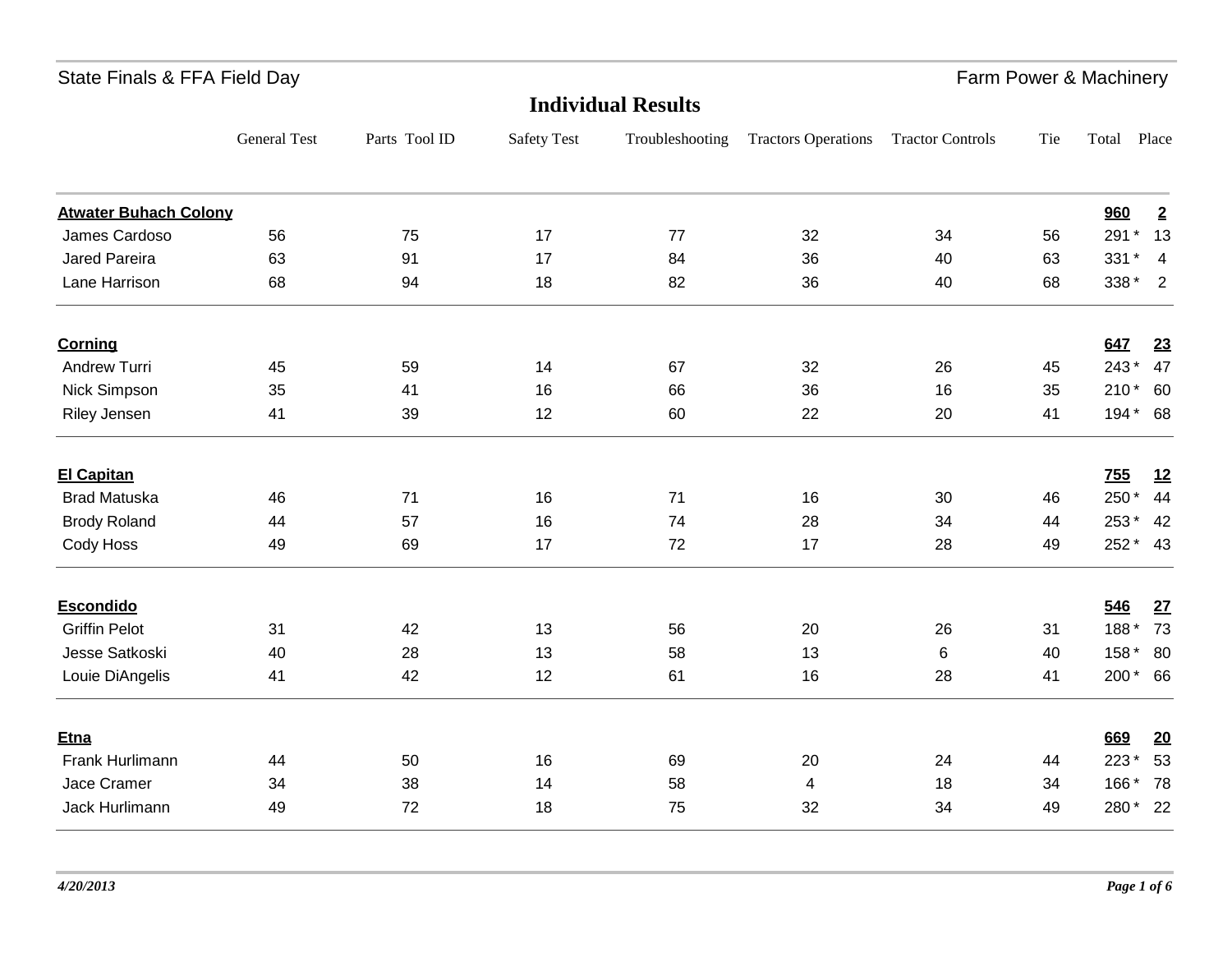State Finals & FFA Field Day — Farm Power & Machinery

## Individual Results

| | General Test | Parts Tool ID | Safety Test | Troubleshooting | Tractors Operations | Tractor Controls | Tie | Total | Place |
|---|---|---|---|---|---|---|---|---|---|
| **Atwater Buhach Colony** | | | | | | | | **960** | **2** |
| James Cardoso | 56 | 75 | 17 | 77 | 32 | 34 | 56 | 291 * | 13 |
| Jared Pareira | 63 | 91 | 17 | 84 | 36 | 40 | 63 | 331 * | 4 |
| Lane Harrison | 68 | 94 | 18 | 82 | 36 | 40 | 68 | 338 * | 2 |
| **Corning** | | | | | | | | **647** | **23** |
| Andrew Turri | 45 | 59 | 14 | 67 | 32 | 26 | 45 | 243 * | 47 |
| Nick Simpson | 35 | 41 | 16 | 66 | 36 | 16 | 35 | 210 * | 60 |
| Riley Jensen | 41 | 39 | 12 | 60 | 22 | 20 | 41 | 194 * | 68 |
| **El Capitan** | | | | | | | | **755** | **12** |
| Brad Matuska | 46 | 71 | 16 | 71 | 16 | 30 | 46 | 250 * | 44 |
| Brody Roland | 44 | 57 | 16 | 74 | 28 | 34 | 44 | 253 * | 42 |
| Cody Hoss | 49 | 69 | 17 | 72 | 17 | 28 | 49 | 252 * | 43 |
| **Escondido** | | | | | | | | **546** | **27** |
| Griffin Pelot | 31 | 42 | 13 | 56 | 20 | 26 | 31 | 188 * | 73 |
| Jesse Satkoski | 40 | 28 | 13 | 58 | 13 | 6 | 40 | 158 * | 80 |
| Louie DiAngelis | 41 | 42 | 12 | 61 | 16 | 28 | 41 | 200 * | 66 |
| **Etna** | | | | | | | | **669** | **20** |
| Frank Hurlimann | 44 | 50 | 16 | 69 | 20 | 24 | 44 | 223 * | 53 |
| Jace Cramer | 34 | 38 | 14 | 58 | 4 | 18 | 34 | 166 * | 78 |
| Jack Hurlimann | 49 | 72 | 18 | 75 | 32 | 34 | 49 | 280 * | 22 |

*4/20/2013*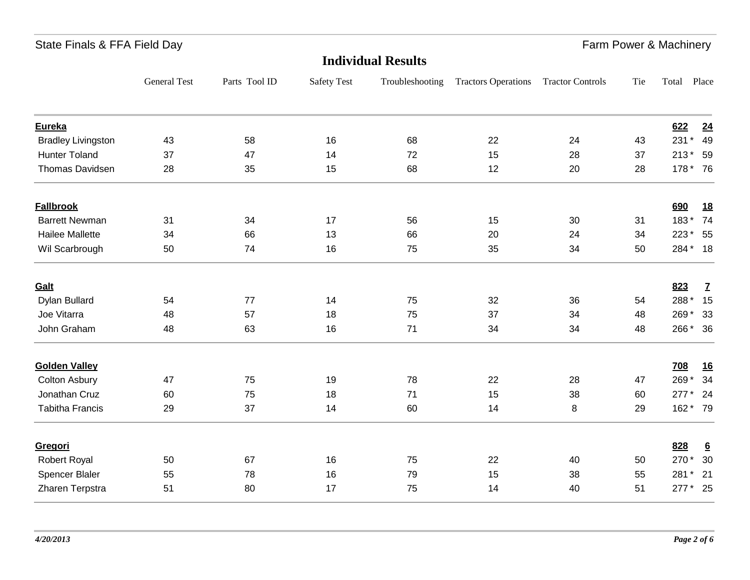State Finals & FFA Field Day — Farm Power & Machinery

## Individual Results

| | General Test | Parts Tool ID | Safety Test | Troubleshooting | Tractors Operations | Tractor Controls | Tie | Total | Place |
|---|---|---|---|---|---|---|---|---|---|
| **Eureka** | | | | | | | | **622** | **24** |
| Bradley Livingston | 43 | 58 | 16 | 68 | 22 | 24 | 43 | 231 * | 49 |
| Hunter Toland | 37 | 47 | 14 | 72 | 15 | 28 | 37 | 213 * | 59 |
| Thomas Davidsen | 28 | 35 | 15 | 68 | 12 | 20 | 28 | 178 * | 76 |
| **Fallbrook** | | | | | | | | **690** | **18** |
| Barrett Newman | 31 | 34 | 17 | 56 | 15 | 30 | 31 | 183 * | 74 |
| Hailee Mallette | 34 | 66 | 13 | 66 | 20 | 24 | 34 | 223 * | 55 |
| Wil Scarbrough | 50 | 74 | 16 | 75 | 35 | 34 | 50 | 284 * | 18 |
| **Galt** | | | | | | | | **823** | **7** |
| Dylan Bullard | 54 | 77 | 14 | 75 | 32 | 36 | 54 | 288 * | 15 |
| Joe Vitarra | 48 | 57 | 18 | 75 | 37 | 34 | 48 | 269 * | 33 |
| John Graham | 48 | 63 | 16 | 71 | 34 | 34 | 48 | 266 * | 36 |
| **Golden Valley** | | | | | | | | **708** | **16** |
| Colton Asbury | 47 | 75 | 19 | 78 | 22 | 28 | 47 | 269 * | 34 |
| Jonathan Cruz | 60 | 75 | 18 | 71 | 15 | 38 | 60 | 277 * | 24 |
| Tabitha Francis | 29 | 37 | 14 | 60 | 14 | 8 | 29 | 162 * | 79 |
| **Gregori** | | | | | | | | **828** | **6** |
| Robert Royal | 50 | 67 | 16 | 75 | 22 | 40 | 50 | 270 * | 30 |
| Spencer Blaler | 55 | 78 | 16 | 79 | 15 | 38 | 55 | 281 * | 21 |
| Zharen Terpstra | 51 | 80 | 17 | 75 | 14 | 40 | 51 | 277 * | 25 |

*4/20/2013*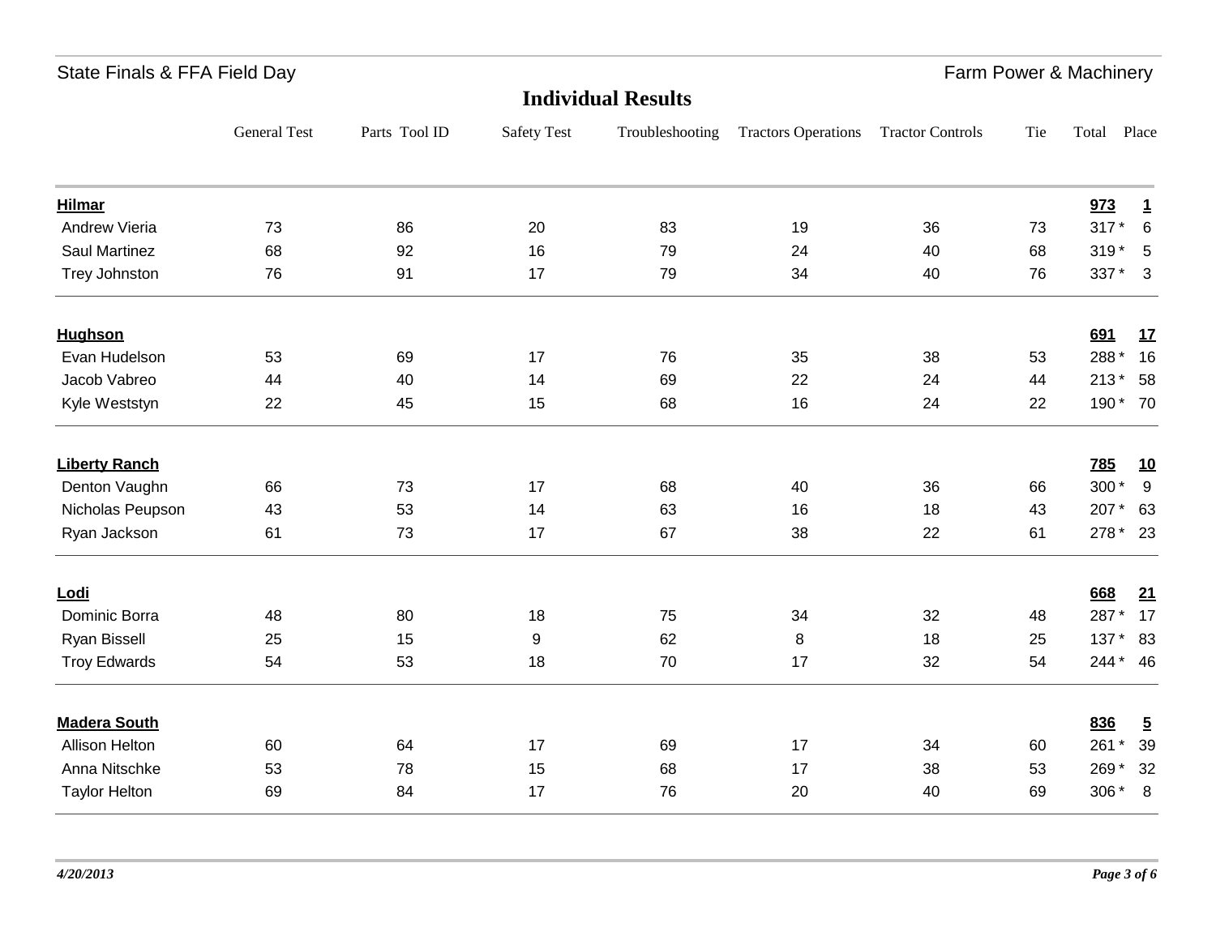State Finals & FFA Field Day | Farm Power & Machinery

## Individual Results

| | General Test | Parts Tool ID | Safety Test | Troubleshooting | Tractors Operations | Tractor Controls | Tie | Total | Place |
|---|---|---|---|---|---|---|---|---|---|
| **Hilmar** | | | | | | | | **973** | **1** |
| Andrew Vieria | 73 | 86 | 20 | 83 | 19 | 36 | 73 | 317 * | 6 |
| Saul Martinez | 68 | 92 | 16 | 79 | 24 | 40 | 68 | 319 * | 5 |
| Trey Johnston | 76 | 91 | 17 | 79 | 34 | 40 | 76 | 337 * | 3 |
| **Hughson** | | | | | | | | **691** | **17** |
| Evan Hudelson | 53 | 69 | 17 | 76 | 35 | 38 | 53 | 288 * | 16 |
| Jacob Vabreo | 44 | 40 | 14 | 69 | 22 | 24 | 44 | 213 * | 58 |
| Kyle Weststyn | 22 | 45 | 15 | 68 | 16 | 24 | 22 | 190 * | 70 |
| **Liberty Ranch** | | | | | | | | **785** | **10** |
| Denton Vaughn | 66 | 73 | 17 | 68 | 40 | 36 | 66 | 300 * | 9 |
| Nicholas Peupson | 43 | 53 | 14 | 63 | 16 | 18 | 43 | 207 * | 63 |
| Ryan Jackson | 61 | 73 | 17 | 67 | 38 | 22 | 61 | 278 * | 23 |
| **Lodi** | | | | | | | | **668** | **21** |
| Dominic Borra | 48 | 80 | 18 | 75 | 34 | 32 | 48 | 287 * | 17 |
| Ryan Bissell | 25 | 15 | 9 | 62 | 8 | 18 | 25 | 137 * | 83 |
| Troy Edwards | 54 | 53 | 18 | 70 | 17 | 32 | 54 | 244 * | 46 |
| **Madera South** | | | | | | | | **836** | **5** |
| Allison Helton | 60 | 64 | 17 | 69 | 17 | 34 | 60 | 261 * | 39 |
| Anna Nitschke | 53 | 78 | 15 | 68 | 17 | 38 | 53 | 269 * | 32 |
| Taylor Helton | 69 | 84 | 17 | 76 | 20 | 40 | 69 | 306 * | 8 |

*4/20/2013*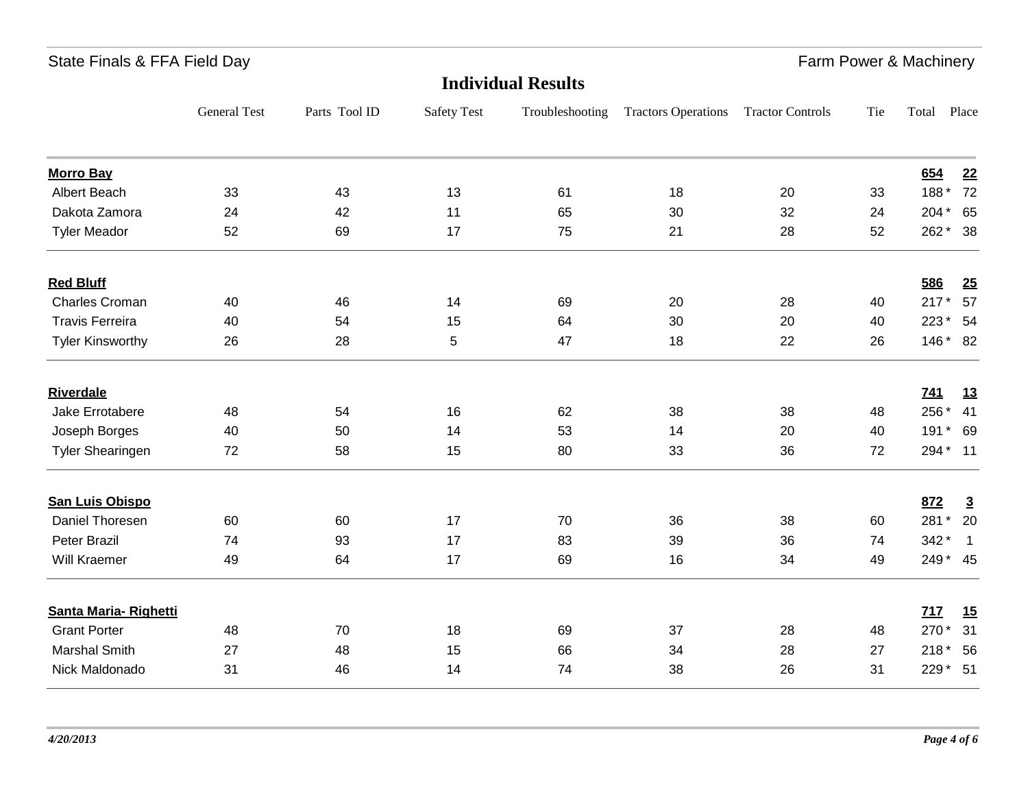State Finals & FFA Field Day — Farm Power & Machinery

## Individual Results

| | General Test | Parts Tool ID | Safety Test | Troubleshooting | Tractors Operations | Tractor Controls | Tie | Total | Place |
|---|---|---|---|---|---|---|---|---|---|
| **Morro Bay** | | | | | | | | **654** | **22** |
| Albert Beach | 33 | 43 | 13 | 61 | 18 | 20 | 33 | 188 * | 72 |
| Dakota Zamora | 24 | 42 | 11 | 65 | 30 | 32 | 24 | 204 * | 65 |
| Tyler Meador | 52 | 69 | 17 | 75 | 21 | 28 | 52 | 262 * | 38 |
| **Red Bluff** | | | | | | | | **586** | **25** |
| Charles Croman | 40 | 46 | 14 | 69 | 20 | 28 | 40 | 217 * | 57 |
| Travis Ferreira | 40 | 54 | 15 | 64 | 30 | 20 | 40 | 223 * | 54 |
| Tyler Kinsworthy | 26 | 28 | 5 | 47 | 18 | 22 | 26 | 146 * | 82 |
| **Riverdale** | | | | | | | | **741** | **13** |
| Jake Errotabere | 48 | 54 | 16 | 62 | 38 | 38 | 48 | 256 * | 41 |
| Joseph Borges | 40 | 50 | 14 | 53 | 14 | 20 | 40 | 191 * | 69 |
| Tyler Shearingen | 72 | 58 | 15 | 80 | 33 | 36 | 72 | 294 * | 11 |
| **San Luis Obispo** | | | | | | | | **872** | **3** |
| Daniel Thoresen | 60 | 60 | 17 | 70 | 36 | 38 | 60 | 281 * | 20 |
| Peter Brazil | 74 | 93 | 17 | 83 | 39 | 36 | 74 | 342 * | 1 |
| Will Kraemer | 49 | 64 | 17 | 69 | 16 | 34 | 49 | 249 * | 45 |
| **Santa Maria- Righetti** | | | | | | | | **717** | **15** |
| Grant Porter | 48 | 70 | 18 | 69 | 37 | 28 | 48 | 270 * | 31 |
| Marshal Smith | 27 | 48 | 15 | 66 | 34 | 28 | 27 | 218 * | 56 |
| Nick Maldonado | 31 | 46 | 14 | 74 | 38 | 26 | 31 | 229 * | 51 |

*4/20/2013*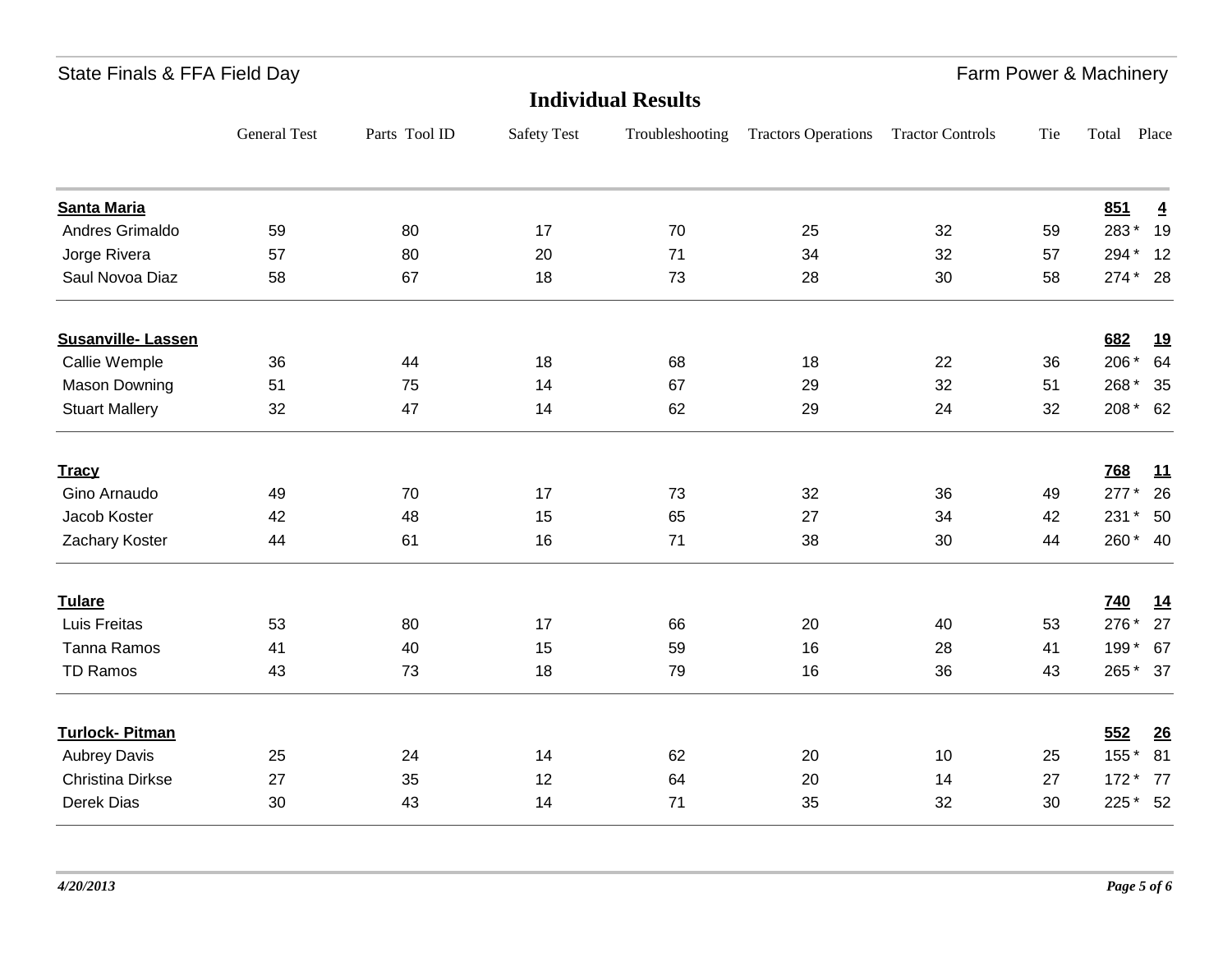State Finals & FFA Field Day — Farm Power & Machinery

# Individual Results

| | General Test | Parts Tool ID | Safety Test | Troubleshooting | Tractors Operations | Tractor Controls | Tie | Total | Place |
|---|---|---|---|---|---|---|---|---|---|
| **Santa Maria** | | | | | | | | **851** | **4** |
| Andres Grimaldo | 59 | 80 | 17 | 70 | 25 | 32 | 59 | 283 * | 19 |
| Jorge Rivera | 57 | 80 | 20 | 71 | 34 | 32 | 57 | 294 * | 12 |
| Saul Novoa Diaz | 58 | 67 | 18 | 73 | 28 | 30 | 58 | 274 * | 28 |
| **Susanville- Lassen** | | | | | | | | **682** | **19** |
| Callie Wemple | 36 | 44 | 18 | 68 | 18 | 22 | 36 | 206 * | 64 |
| Mason Downing | 51 | 75 | 14 | 67 | 29 | 32 | 51 | 268 * | 35 |
| Stuart Mallery | 32 | 47 | 14 | 62 | 29 | 24 | 32 | 208 * | 62 |
| **Tracy** | | | | | | | | **768** | **11** |
| Gino Arnaudo | 49 | 70 | 17 | 73 | 32 | 36 | 49 | 277 * | 26 |
| Jacob Koster | 42 | 48 | 15 | 65 | 27 | 34 | 42 | 231 * | 50 |
| Zachary Koster | 44 | 61 | 16 | 71 | 38 | 30 | 44 | 260 * | 40 |
| **Tulare** | | | | | | | | **740** | **14** |
| Luis Freitas | 53 | 80 | 17 | 66 | 20 | 40 | 53 | 276 * | 27 |
| Tanna Ramos | 41 | 40 | 15 | 59 | 16 | 28 | 41 | 199 * | 67 |
| TD Ramos | 43 | 73 | 18 | 79 | 16 | 36 | 43 | 265 * | 37 |
| **Turlock- Pitman** | | | | | | | | **552** | **26** |
| Aubrey Davis | 25 | 24 | 14 | 62 | 20 | 10 | 25 | 155 * | 81 |
| Christina Dirkse | 27 | 35 | 12 | 64 | 20 | 14 | 27 | 172 * | 77 |
| Derek Dias | 30 | 43 | 14 | 71 | 35 | 32 | 30 | 225 * | 52 |

*4/20/2013*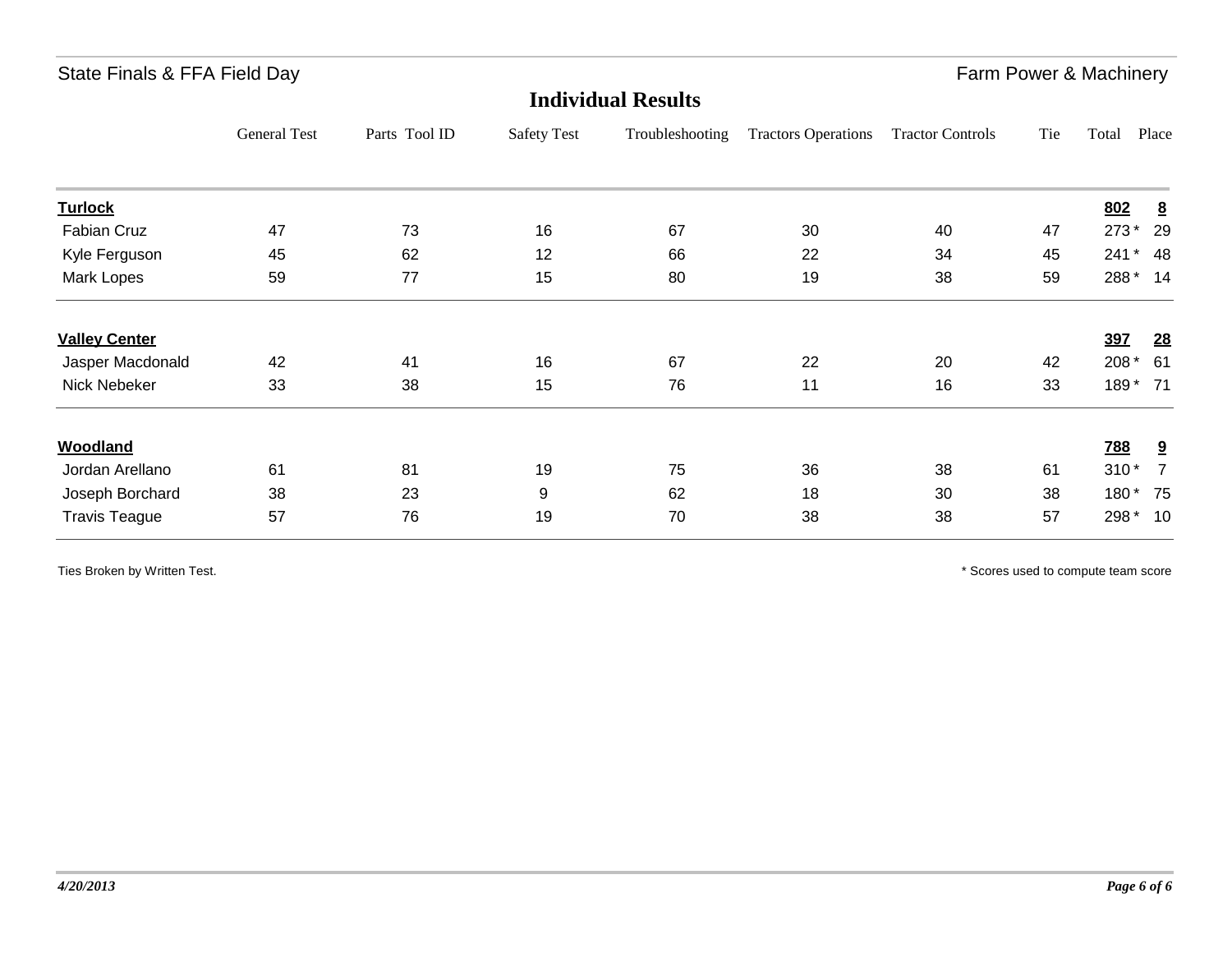State Finals & FFA Field Day — Farm Power & Machinery

## Individual Results

| | General Test | Parts Tool ID | Safety Test | Troubleshooting | Tractors Operations | Tractor Controls | Tie | Total | Place |
|---|---|---|---|---|---|---|---|---|---|
| **Turlock** | | | | | | | | **802** | **8** |
| Fabian Cruz | 47 | 73 | 16 | 67 | 30 | 40 | 47 | 273 * | 29 |
| Kyle Ferguson | 45 | 62 | 12 | 66 | 22 | 34 | 45 | 241 * | 48 |
| Mark Lopes | 59 | 77 | 15 | 80 | 19 | 38 | 59 | 288 * | 14 |
| **Valley Center** | | | | | | | | **397** | **28** |
| Jasper Macdonald | 42 | 41 | 16 | 67 | 22 | 20 | 42 | 208 * | 61 |
| Nick Nebeker | 33 | 38 | 15 | 76 | 11 | 16 | 33 | 189 * | 71 |
| **Woodland** | | | | | | | | **788** | **9** |
| Jordan Arellano | 61 | 81 | 19 | 75 | 36 | 38 | 61 | 310 * | 7 |
| Joseph Borchard | 38 | 23 | 9 | 62 | 18 | 30 | 38 | 180 * | 75 |
| Travis Teague | 57 | 76 | 19 | 70 | 38 | 38 | 57 | 298 * | 10 |

Ties Broken by Written Test.

* Scores used to compute team score

*4/20/2013*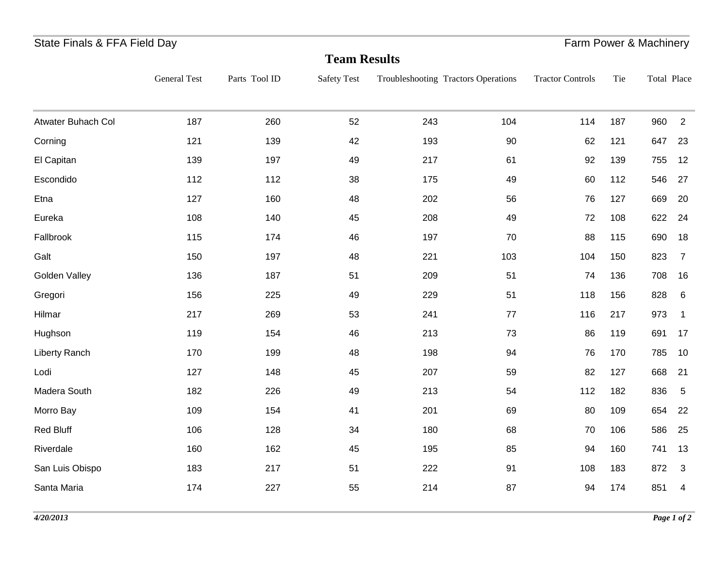State Finals & FFA Field Day — Farm Power & Machinery

## Team Results

| | General Test | Parts Tool ID | Safety Test | Troubleshooting | Tractors Operations | Tractor Controls | Tie | Total | Place |
|---|---|---|---|---|---|---|---|---|---|
| Atwater Buhach Col | 187 | 260 | 52 | 243 | 104 | 114 | 187 | 960 | 2 |
| Corning | 121 | 139 | 42 | 193 | 90 | 62 | 121 | 647 | 23 |
| El Capitan | 139 | 197 | 49 | 217 | 61 | 92 | 139 | 755 | 12 |
| Escondido | 112 | 112 | 38 | 175 | 49 | 60 | 112 | 546 | 27 |
| Etna | 127 | 160 | 48 | 202 | 56 | 76 | 127 | 669 | 20 |
| Eureka | 108 | 140 | 45 | 208 | 49 | 72 | 108 | 622 | 24 |
| Fallbrook | 115 | 174 | 46 | 197 | 70 | 88 | 115 | 690 | 18 |
| Galt | 150 | 197 | 48 | 221 | 103 | 104 | 150 | 823 | 7 |
| Golden Valley | 136 | 187 | 51 | 209 | 51 | 74 | 136 | 708 | 16 |
| Gregori | 156 | 225 | 49 | 229 | 51 | 118 | 156 | 828 | 6 |
| Hilmar | 217 | 269 | 53 | 241 | 77 | 116 | 217 | 973 | 1 |
| Hughson | 119 | 154 | 46 | 213 | 73 | 86 | 119 | 691 | 17 |
| Liberty Ranch | 170 | 199 | 48 | 198 | 94 | 76 | 170 | 785 | 10 |
| Lodi | 127 | 148 | 45 | 207 | 59 | 82 | 127 | 668 | 21 |
| Madera South | 182 | 226 | 49 | 213 | 54 | 112 | 182 | 836 | 5 |
| Morro Bay | 109 | 154 | 41 | 201 | 69 | 80 | 109 | 654 | 22 |
| Red Bluff | 106 | 128 | 34 | 180 | 68 | 70 | 106 | 586 | 25 |
| Riverdale | 160 | 162 | 45 | 195 | 85 | 94 | 160 | 741 | 13 |
| San Luis Obispo | 183 | 217 | 51 | 222 | 91 | 108 | 183 | 872 | 3 |
| Santa Maria | 174 | 227 | 55 | 214 | 87 | 94 | 174 | 851 | 4 |

*4/20/2013*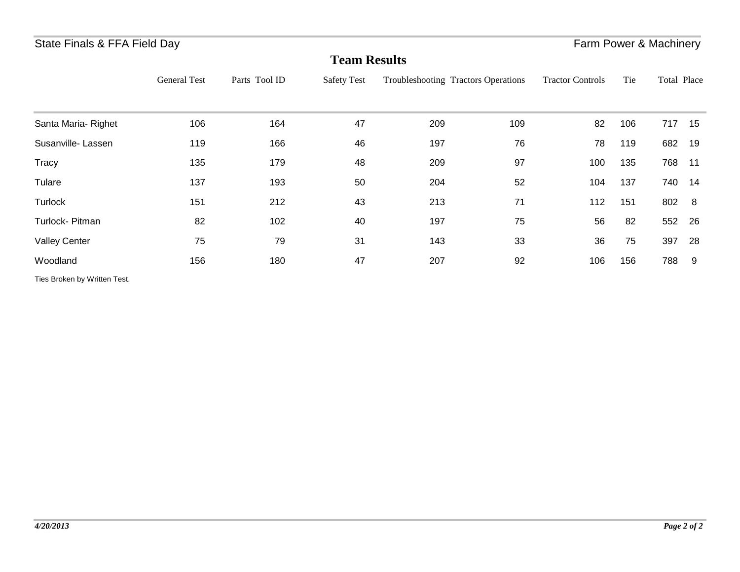## Team Results

| | General Test | Parts Tool ID | Safety Test | Troubleshooting | Tractors Operations | Tractor Controls | Tie | Total | Place |
|---|---|---|---|---|---|---|---|---|---|
| Santa Maria- Righet | 106 | 164 | 47 | 209 | 109 | 82 | 106 | 717 | 15 |
| Susanville- Lassen | 119 | 166 | 46 | 197 | 76 | 78 | 119 | 682 | 19 |
| Tracy | 135 | 179 | 48 | 209 | 97 | 100 | 135 | 768 | 11 |
| Tulare | 137 | 193 | 50 | 204 | 52 | 104 | 137 | 740 | 14 |
| Turlock | 151 | 212 | 43 | 213 | 71 | 112 | 151 | 802 | 8 |
| Turlock- Pitman | 82 | 102 | 40 | 197 | 75 | 56 | 82 | 552 | 26 |
| Valley Center | 75 | 79 | 31 | 143 | 33 | 36 | 75 | 397 | 28 |
| Woodland | 156 | 180 | 47 | 207 | 92 | 106 | 156 | 788 | 9 |

Ties Broken by Written Test.